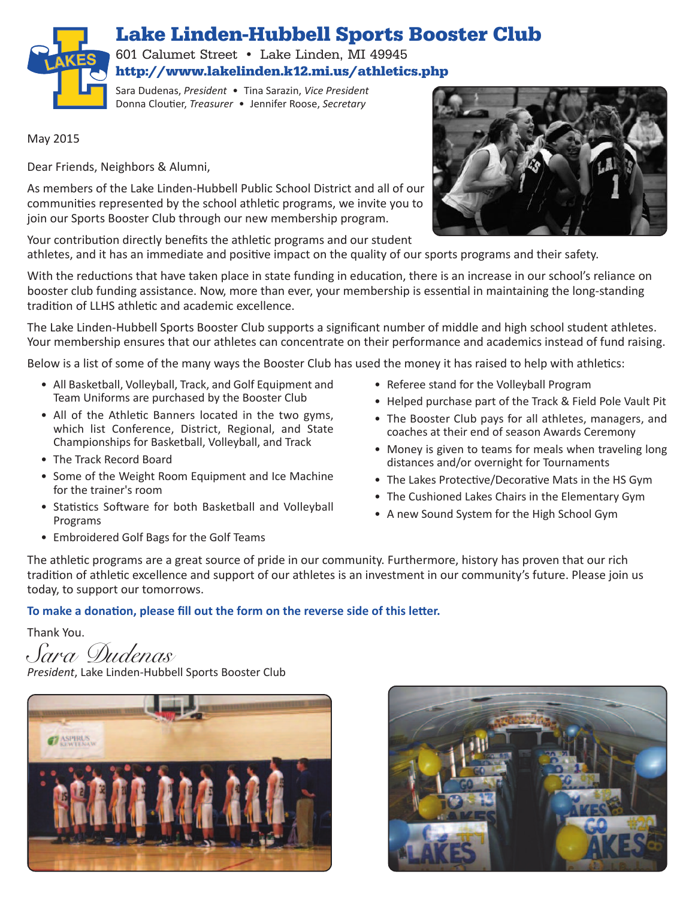# Lake Linden-Hubbell Sports Booster Club

601 Calumet Street • Lake Linden, MI 49945

**http://www.lakelinden.k12.mi.us/athletics.php**

Sara Dudenas, *President* • Tina Sarazin, *Vice President*
Donna Cloutier, *Treasurer* • Jennifer Roose, *Secretary*

May 2015

Dear Friends, Neighbors & Alumni,

As members of the Lake Linden-Hubbell Public School District and all of our communities represented by the school athletic programs, we invite you to join our Sports Booster Club through our new membership program.

Your contribution directly benefits the athletic programs and our student athletes, and it has an immediate and positive impact on the quality of our sports programs and their safety.

With the reductions that have taken place in state funding in education, there is an increase in our school's reliance on booster club funding assistance. Now, more than ever, your membership is essential in maintaining the long-standing tradition of LLHS athletic and academic excellence.

The Lake Linden-Hubbell Sports Booster Club supports a significant number of middle and high school student athletes. Your membership ensures that our athletes can concentrate on their performance and academics instead of fund raising.

Below is a list of some of the many ways the Booster Club has used the money it has raised to help with athletics:

- All Basketball, Volleyball, Track, and Golf Equipment and Team Uniforms are purchased by the Booster Club
- All of the Athletic Banners located in the two gyms, which list Conference, District, Regional, and State Championships for Basketball, Volleyball, and Track
- The Track Record Board
- Some of the Weight Room Equipment and Ice Machine for the trainer's room
- Statistics Software for both Basketball and Volleyball Programs
- Embroidered Golf Bags for the Golf Teams
- Referee stand for the Volleyball Program
- Helped purchase part of the Track & Field Pole Vault Pit
- The Booster Club pays for all athletes, managers, and coaches at their end of season Awards Ceremony
- Money is given to teams for meals when traveling long distances and/or overnight for Tournaments
- The Lakes Protective/Decorative Mats in the HS Gym
- The Cushioned Lakes Chairs in the Elementary Gym
- A new Sound System for the High School Gym

The athletic programs are a great source of pride in our community. Furthermore, history has proven that our rich tradition of athletic excellence and support of our athletes is an investment in our community's future. Please join us today, to support our tomorrows.

**To make a donation, please fill out the form on the reverse side of this letter.**

Thank You.

*Sara Dudenas*

*President*, Lake Linden-Hubbell Sports Booster Club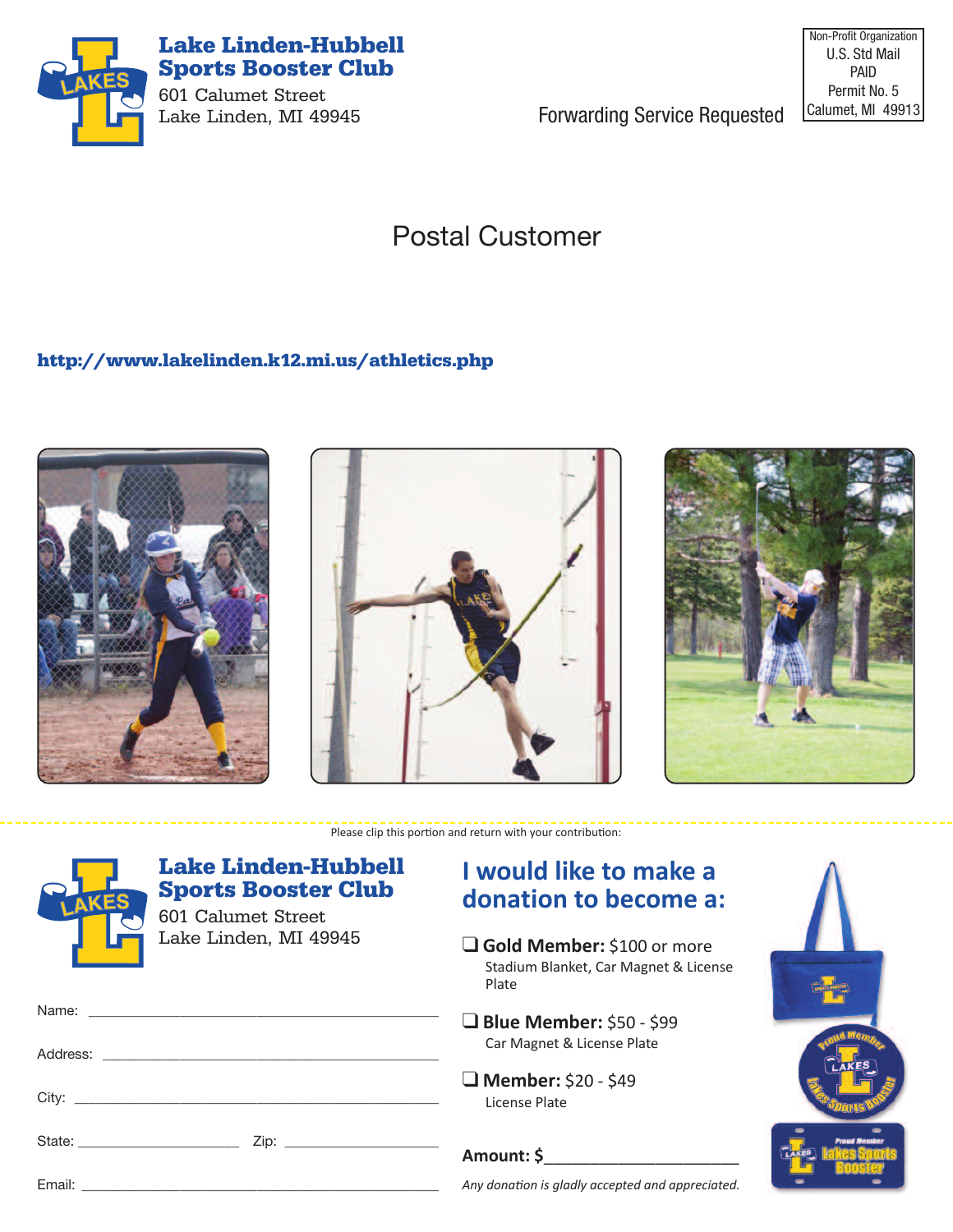**Lake Linden-Hubbell Sports Booster Club**
601 Calumet Street
Lake Linden, MI 49945

Forwarding Service Requested

Non-Profit Organization
U.S. Std Mail
PAID
Permit No. 5
Calumet, MI 49913

Postal Customer

**http://www.lakelinden.k12.mi.us/athletics.php**

Please clip this portion and return with your contribution:

**Lake Linden-Hubbell Sports Booster Club**
601 Calumet Street
Lake Linden, MI 49945

Name: ______________________________________________

Address: ____________________________________________

City: _______________________________________________

State: ____________________ Zip: ____________________

Email: ______________________________________________

## I would like to make a donation to become a:

- ❑ **Gold Member:** $100 or more
  Stadium Blanket, Car Magnet & License Plate
- ❑ **Blue Member:** $50 - $99
  Car Magnet & License Plate
- ❑ **Member:** $20 - $49
  License Plate

**Amount: $**______________________

*Any donation is gladly accepted and appreciated.*